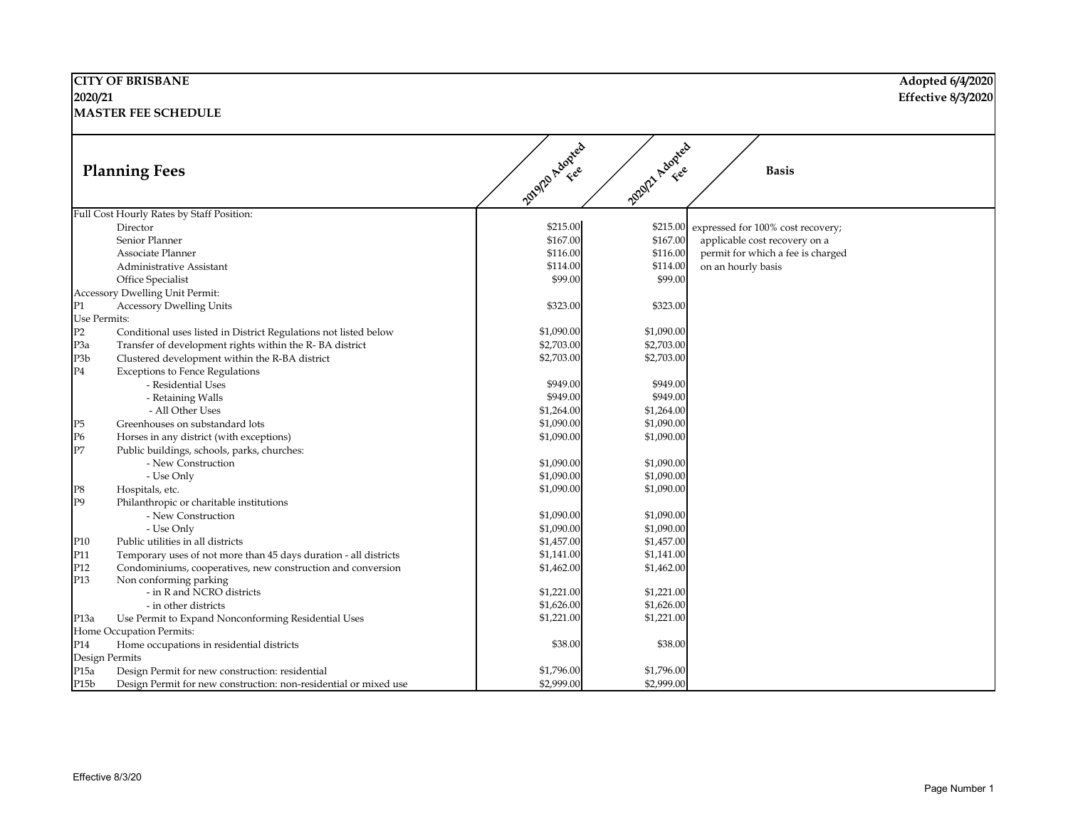**CITY OF BRISBANE**
**2020/21**
**MASTER FEE SCHEDULE**

**Adopted 6/4/2020**
**Effective 8/3/2020**

## Planning Fees

| | | 2019/20 Adopted Fee | 2020/21 Adopted Fee | Basis |
|---|---|---|---|---|
| Full Cost Hourly Rates by Staff Position: | | | | |
| | Director | $215.00 | $215.00 | expressed for 100% cost recovery; |
| | Senior Planner | $167.00 | $167.00 | applicable cost recovery on a |
| | Associate Planner | $116.00 | $116.00 | permit for which a fee is charged |
| | Administrative Assistant | $114.00 | $114.00 | on an hourly basis |
| | Office Specialist | $99.00 | $99.00 | |
| Accessory Dwelling Unit Permit: | | | | |
| P1 | Accessory Dwelling Units | $323.00 | $323.00 | |
| Use Permits: | | | | |
| P2 | Conditional uses listed in District Regulations not listed below | $1,090.00 | $1,090.00 | |
| P3a | Transfer of development rights within the R- BA district | $2,703.00 | $2,703.00 | |
| P3b | Clustered development within the R-BA district | $2,703.00 | $2,703.00 | |
| P4 | Exceptions to Fence Regulations | | | |
| | - Residential Uses | $949.00 | $949.00 | |
| | - Retaining Walls | $949.00 | $949.00 | |
| | - All Other Uses | $1,264.00 | $1,264.00 | |
| P5 | Greenhouses on substandard lots | $1,090.00 | $1,090.00 | |
| P6 | Horses in any district (with exceptions) | $1,090.00 | $1,090.00 | |
| P7 | Public buildings, schools, parks, churches: | | | |
| | - New Construction | $1,090.00 | $1,090.00 | |
| | - Use Only | $1,090.00 | $1,090.00 | |
| P8 | Hospitals, etc. | $1,090.00 | $1,090.00 | |
| P9 | Philanthropic or charitable institutions | | | |
| | - New Construction | $1,090.00 | $1,090.00 | |
| | - Use Only | $1,090.00 | $1,090.00 | |
| P10 | Public utilities in all districts | $1,457.00 | $1,457.00 | |
| P11 | Temporary uses of not more than 45 days duration - all districts | $1,141.00 | $1,141.00 | |
| P12 | Condominiums, cooperatives, new construction and conversion | $1,462.00 | $1,462.00 | |
| P13 | Non conforming parking | | | |
| | - in R and NCRO districts | $1,221.00 | $1,221.00 | |
| | - in other districts | $1,626.00 | $1,626.00 | |
| P13a | Use Permit to Expand Nonconforming Residential Uses | $1,221.00 | $1,221.00 | |
| Home Occupation Permits: | | | | |
| P14 | Home occupations in residential districts | $38.00 | $38.00 | |
| Design Permits | | | | |
| P15a | Design Permit for new construction: residential | $1,796.00 | $1,796.00 | |
| P15b | Design Permit for new construction: non-residential or mixed use | $2,999.00 | $2,999.00 | |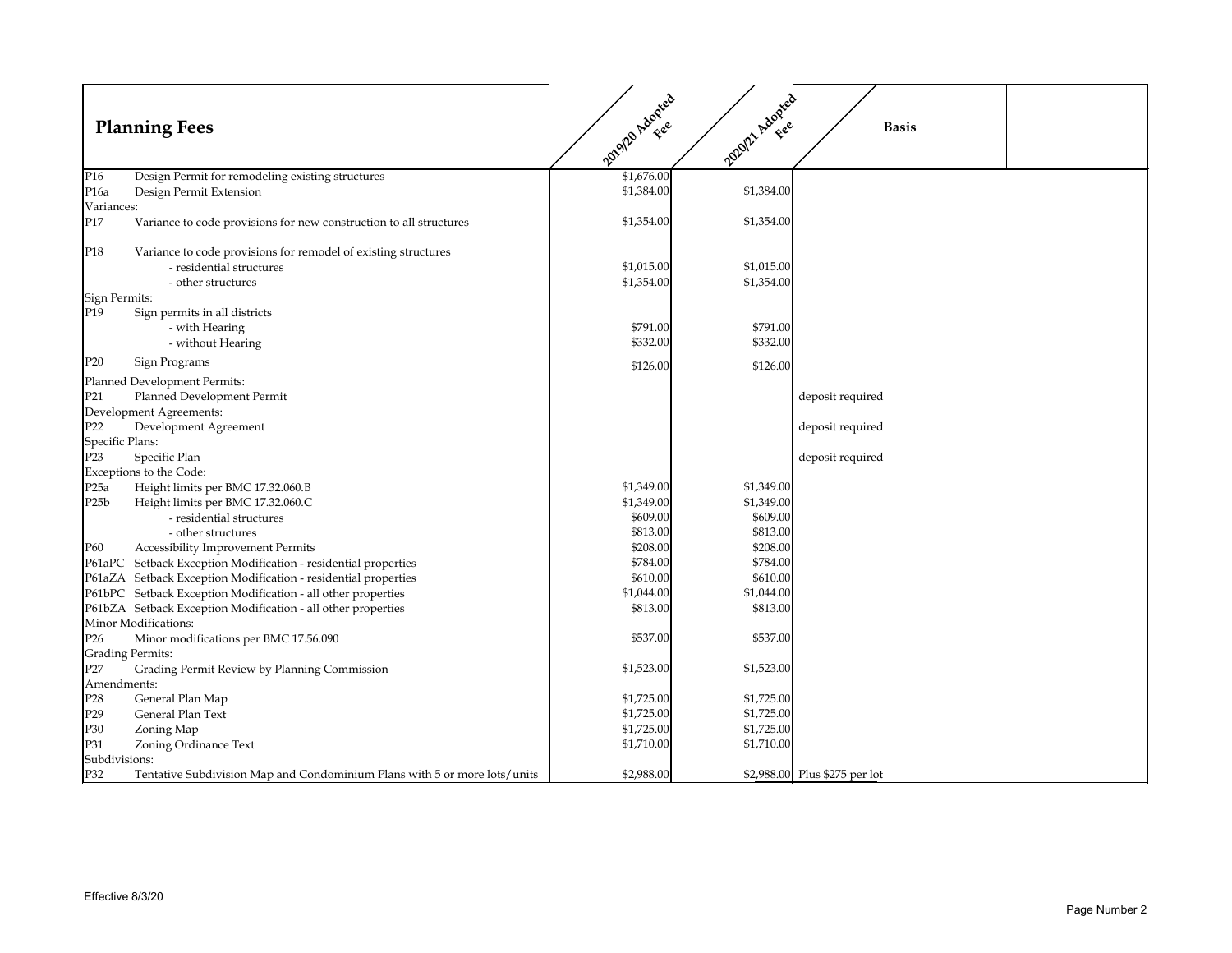| Planning Fees | | 2019/20 Adopted Fee | 2020/21 Adopted Fee | Basis | |
|---|---|---|---|---|---|
| P16 | Design Permit for remodeling existing structures | $1,676.00 | | | |
| P16a | Design Permit Extension | $1,384.00 | $1,384.00 | | |
| Variances: | | | | | |
| P17 | Variance to code provisions for new construction to all structures | $1,354.00 | $1,354.00 | | |
| P18 | Variance to code provisions for remodel of existing structures | | | | |
| | - residential structures | $1,015.00 | $1,015.00 | | |
| | - other structures | $1,354.00 | $1,354.00 | | |
| Sign Permits: | | | | | |
| P19 | Sign permits in all districts | | | | |
| | - with Hearing | $791.00 | $791.00 | | |
| | - without Hearing | $332.00 | $332.00 | | |
| P20 | Sign Programs | $126.00 | $126.00 | | |
| Planned Development Permits: | | | | | |
| P21 | Planned Development Permit | | | deposit required | |
| Development Agreements: | | | | | |
| P22 | Development Agreement | | | deposit required | |
| Specific Plans: | | | | | |
| P23 | Specific Plan | | | deposit required | |
| Exceptions to the Code: | | | | | |
| P25a | Height limits per BMC 17.32.060.B | $1,349.00 | $1,349.00 | | |
| P25b | Height limits per BMC 17.32.060.C | $1,349.00 | $1,349.00 | | |
| | - residential structures | $609.00 | $609.00 | | |
| | - other structures | $813.00 | $813.00 | | |
| P60 | Accessibility Improvement Permits | $208.00 | $208.00 | | |
| P61aPC | Setback Exception Modification - residential properties | $784.00 | $784.00 | | |
| P61aZA | Setback Exception Modification - residential properties | $610.00 | $610.00 | | |
| P61bPC | Setback Exception Modification - all other properties | $1,044.00 | $1,044.00 | | |
| P61bZA | Setback Exception Modification - all other properties | $813.00 | $813.00 | | |
| Minor Modifications: | | | | | |
| P26 | Minor modifications per BMC 17.56.090 | $537.00 | $537.00 | | |
| Grading Permits: | | | | | |
| P27 | Grading Permit Review by Planning Commission | $1,523.00 | $1,523.00 | | |
| Amendments: | | | | | |
| P28 | General Plan Map | $1,725.00 | $1,725.00 | | |
| P29 | General Plan Text | $1,725.00 | $1,725.00 | | |
| P30 | Zoning Map | $1,725.00 | $1,725.00 | | |
| P31 | Zoning Ordinance Text | $1,710.00 | $1,710.00 | | |
| Subdivisions: | | | | | |
| P32 | Tentative Subdivision Map and Condominium Plans with 5 or more lots/units | $2,988.00 | $2,988.00 | Plus $275 per lot | |

Effective 8/3/20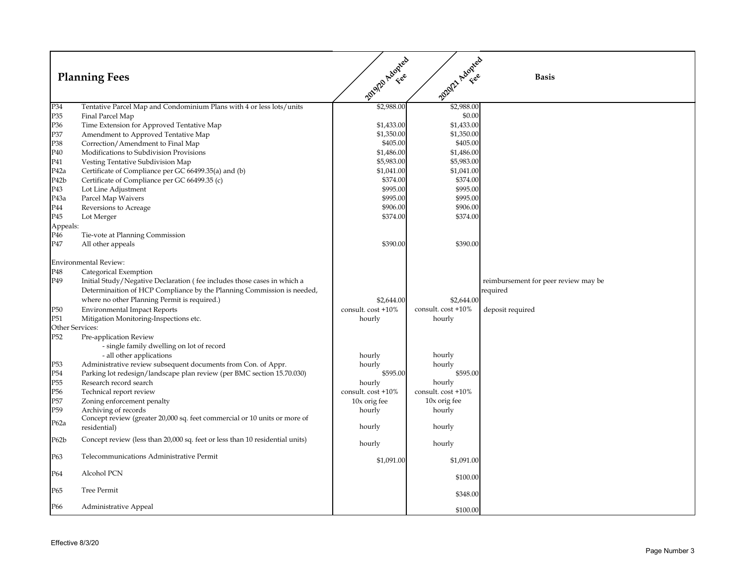# Planning Fees

| Code | Description | 2019/20 Adopted Fee | 2020/21 Adopted Fee | Basis |
|---|---|---|---|---|
| P34 | Tentative Parcel Map and Condominium Plans with 4 or less lots/units | $2,988.00 | $2,988.00 | |
| P35 | Final Parcel Map | | $0.00 | |
| P36 | Time Extension for Approved Tentative Map | $1,433.00 | $1,433.00 | |
| P37 | Amendment to Approved Tentative Map | $1,350.00 | $1,350.00 | |
| P38 | Correction/Amendment to Final Map | $405.00 | $405.00 | |
| P40 | Modifications to Subdivision Provisions | $1,486.00 | $1,486.00 | |
| P41 | Vesting Tentative Subdivision Map | $5,983.00 | $5,983.00 | |
| P42a | Certificate of Compliance per GC 66499.35(a) and (b) | $1,041.00 | $1,041.00 | |
| P42b | Certificate of Compliance per GC 66499.35 (c) | $374.00 | $374.00 | |
| P43 | Lot Line Adjustment | $995.00 | $995.00 | |
| P43a | Parcel Map Waivers | $995.00 | $995.00 | |
| P44 | Reversions to Acreage | $906.00 | $906.00 | |
| P45 | Lot Merger | $374.00 | $374.00 | |
| Appeals: | | | | |
| P46 | Tie-vote at Planning Commission | | | |
| P47 | All other appeals | $390.00 | $390.00 | |
| Environmental Review: | | | | |
| P48 | Categorical Exemption | | | |
| P49 | Initial Study/Negative Declaration ( fee includes those cases in which a Determinaition of HCP Compliance by the Planning Commission is needed, where no other Planning Permit is required.) | $2,644.00 | $2,644.00 | reimbursement for peer review may be required |
| P50 | Environmental Impact Reports | consult. cost +10% | consult. cost +10% | deposit required |
| P51 | Mitigation Monitoring-Inspections etc. | hourly | hourly | |
| Other Services: | | | | |
| P52 | Pre-application Review | | | |
| | - single family dwelling on lot of record | | | |
| | - all other applications | hourly | hourly | |
| P53 | Administrative review subsequent documents from Con. of Appr. | hourly | hourly | |
| P54 | Parking lot redesign/landscape plan review (per BMC section 15.70.030) | $595.00 | $595.00 | |
| P55 | Research record search | hourly | hourly | |
| P56 | Technical report review | consult. cost +10% | consult. cost +10% | |
| P57 | Zoning enforcement penalty | 10x orig fee | 10x orig fee | |
| P59 | Archiving of records | hourly | hourly | |
| P62a | Concept review (greater 20,000 sq. feet commercial or 10 units or more of residential) | hourly | hourly | |
| P62b | Concept review (less than 20,000 sq. feet or less than 10 residential units) | hourly | hourly | |
| P63 | Telecommunications Administrative Permit | $1,091.00 | $1,091.00 | |
| P64 | Alcohol PCN | | $100.00 | |
| P65 | Tree Permit | | $348.00 | |
| P66 | Administrative Appeal | | $100.00 | |

Effective 8/3/20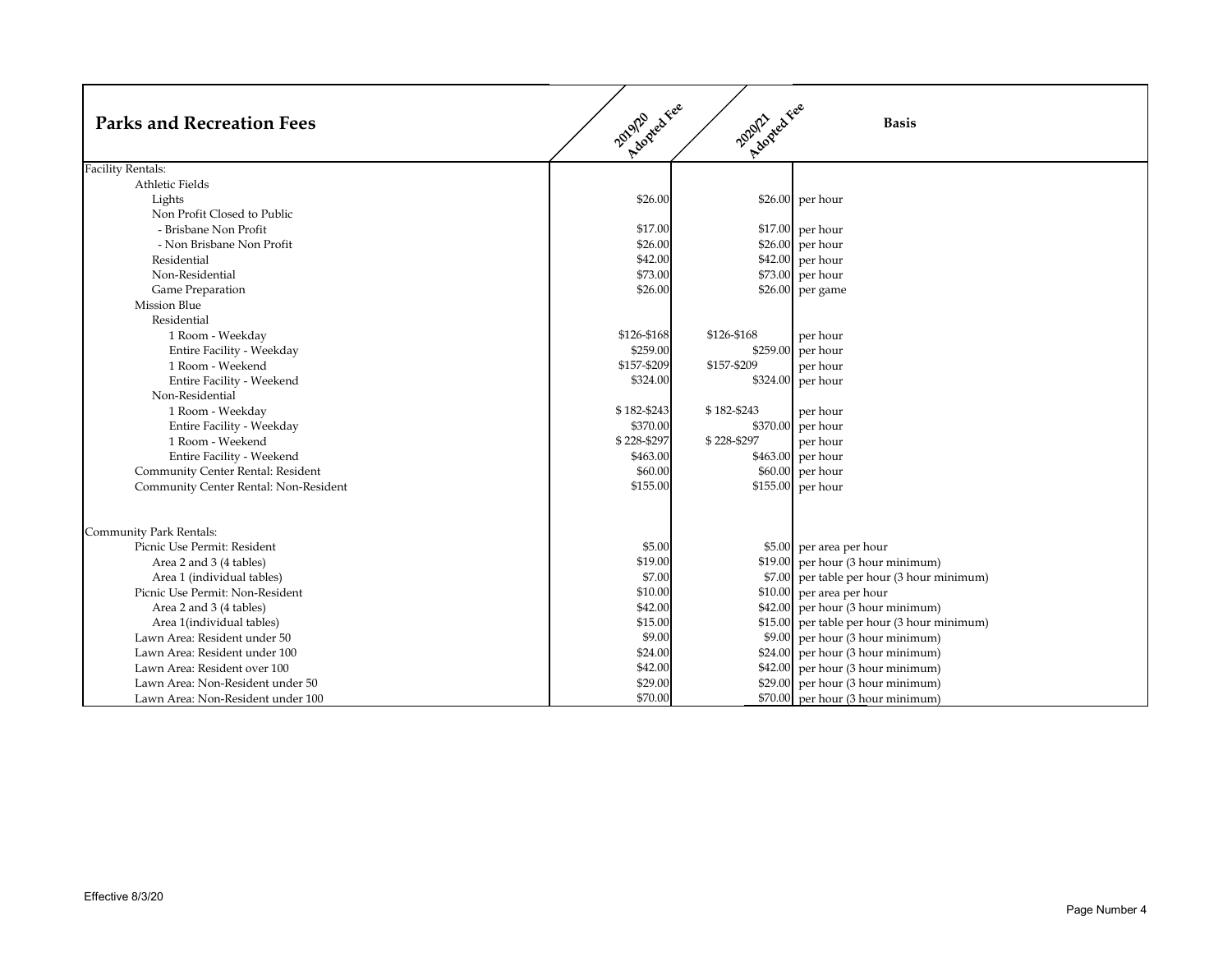| Parks and Recreation Fees | 2019/20 Adopted Fee | 2020/21 Adopted Fee | Basis |
|---|---|---|---|
| Facility Rentals: | | | |
| Athletic Fields | | | |
| Lights | $26.00 | $26.00 | per hour |
| Non Profit Closed to Public | | | |
| - Brisbane Non Profit | $17.00 | $17.00 | per hour |
| - Non Brisbane Non Profit | $26.00 | $26.00 | per hour |
| Residential | $42.00 | $42.00 | per hour |
| Non-Residential | $73.00 | $73.00 | per hour |
| Game Preparation | $26.00 | $26.00 | per game |
| Mission Blue | | | |
| Residential | | | |
| 1 Room - Weekday | $126-$168 | $126-$168 | per hour |
| Entire Facility - Weekday | $259.00 | $259.00 | per hour |
| 1 Room - Weekend | $157-$209 | $157-$209 | per hour |
| Entire Facility - Weekend | $324.00 | $324.00 | per hour |
| Non-Residential | | | |
| 1 Room - Weekday | $ 182-$243 | $ 182-$243 | per hour |
| Entire Facility - Weekday | $370.00 | $370.00 | per hour |
| 1 Room - Weekend | $ 228-$297 | $ 228-$297 | per hour |
| Entire Facility - Weekend | $463.00 | $463.00 | per hour |
| Community Center Rental: Resident | $60.00 | $60.00 | per hour |
| Community Center Rental: Non-Resident | $155.00 | $155.00 | per hour |
| | | | |
| Community Park Rentals: | | | |
| Picnic Use Permit: Resident | $5.00 | $5.00 | per area per hour |
| Area 2 and 3 (4 tables) | $19.00 | $19.00 | per hour (3 hour minimum) |
| Area 1 (individual tables) | $7.00 | $7.00 | per table per hour (3 hour minimum) |
| Picnic Use Permit: Non-Resident | $10.00 | $10.00 | per area per hour |
| Area 2 and 3 (4 tables) | $42.00 | $42.00 | per hour (3 hour minimum) |
| Area 1(individual tables) | $15.00 | $15.00 | per table per hour (3 hour minimum) |
| Lawn Area: Resident under 50 | $9.00 | $9.00 | per hour (3 hour minimum) |
| Lawn Area: Resident under 100 | $24.00 | $24.00 | per hour (3 hour minimum) |
| Lawn Area: Resident over 100 | $42.00 | $42.00 | per hour (3 hour minimum) |
| Lawn Area: Non-Resident under 50 | $29.00 | $29.00 | per hour (3 hour minimum) |
| Lawn Area: Non-Resident under 100 | $70.00 | $70.00 | per hour (3 hour minimum) |

Effective 8/3/20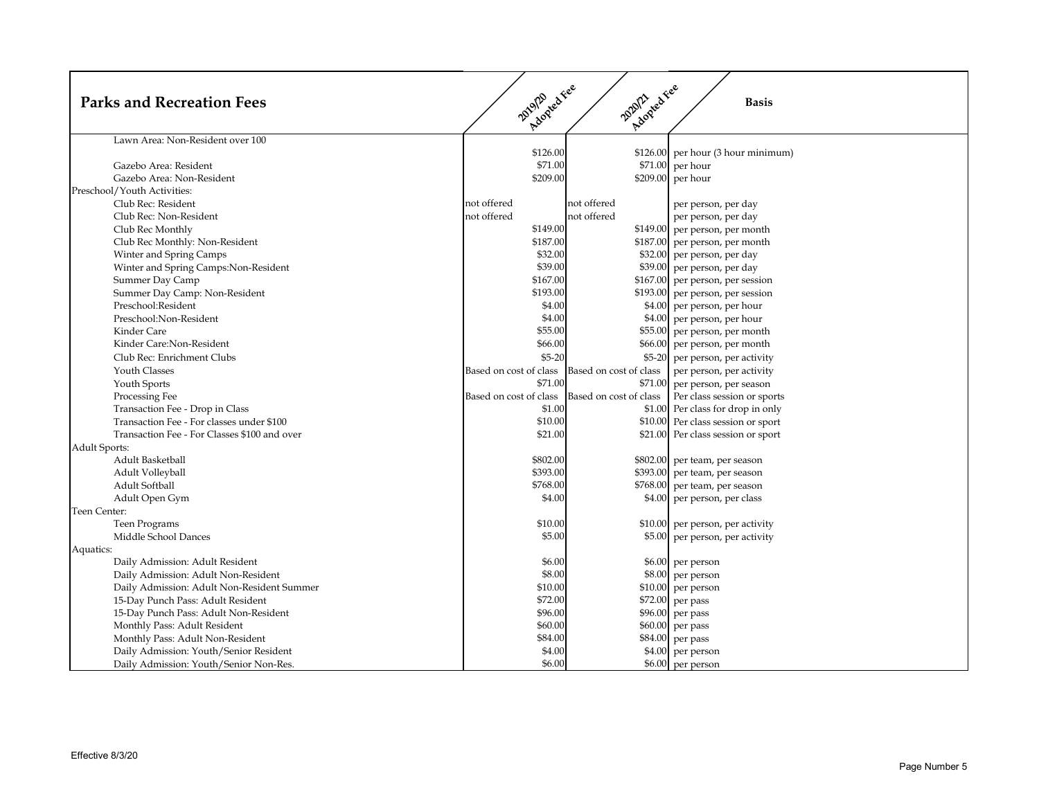| Parks and Recreation Fees | 2019/20 Adopted Fee | 2020/21 Adopted Fee | Basis |
|---|---|---|---|
| Lawn Area: Non-Resident over 100 | $126.00 | $126.00 | per hour (3 hour minimum) |
| Gazebo Area: Resident | $71.00 | $71.00 | per hour |
| Gazebo Area: Non-Resident | $209.00 | $209.00 | per hour |
| Preschool/Youth Activities: | | | |
| Club Rec: Resident | not offered | not offered | per person, per day |
| Club Rec: Non-Resident | not offered | not offered | per person, per day |
| Club Rec Monthly | $149.00 | $149.00 | per person, per month |
| Club Rec Monthly: Non-Resident | $187.00 | $187.00 | per person, per month |
| Winter and Spring Camps | $32.00 | $32.00 | per person, per day |
| Winter and Spring Camps:Non-Resident | $39.00 | $39.00 | per person, per day |
| Summer Day Camp | $167.00 | $167.00 | per person, per session |
| Summer Day Camp: Non-Resident | $193.00 | $193.00 | per person, per session |
| Preschool:Resident | $4.00 | $4.00 | per person, per hour |
| Preschool:Non-Resident | $4.00 | $4.00 | per person, per hour |
| Kinder Care | $55.00 | $55.00 | per person, per month |
| Kinder Care:Non-Resident | $66.00 | $66.00 | per person, per month |
| Club Rec: Enrichment Clubs | $5-20 | $5-20 | per person, per activity |
| Youth Classes | Based on cost of class | Based on cost of class | per person, per activity |
| Youth Sports | $71.00 | $71.00 | per person, per season |
| Processing Fee | Based on cost of class | Based on cost of class | Per class session or sports |
| Transaction Fee - Drop in Class | $1.00 | $1.00 | Per class for drop in only |
| Transaction Fee - For classes under $100 | $10.00 | $10.00 | Per class session or sport |
| Transaction Fee - For Classes $100 and over | $21.00 | $21.00 | Per class session or sport |
| Adult Sports: | | | |
| Adult Basketball | $802.00 | $802.00 | per team, per season |
| Adult Volleyball | $393.00 | $393.00 | per team, per season |
| Adult Softball | $768.00 | $768.00 | per team, per season |
| Adult Open Gym | $4.00 | $4.00 | per person, per class |
| Teen Center: | | | |
| Teen Programs | $10.00 | $10.00 | per person, per activity |
| Middle School Dances | $5.00 | $5.00 | per person, per activity |
| Aquatics: | | | |
| Daily Admission: Adult Resident | $6.00 | $6.00 | per person |
| Daily Admission: Adult Non-Resident | $8.00 | $8.00 | per person |
| Daily Admission: Adult Non-Resident Summer | $10.00 | $10.00 | per person |
| 15-Day Punch Pass: Adult Resident | $72.00 | $72.00 | per pass |
| 15-Day Punch Pass: Adult Non-Resident | $96.00 | $96.00 | per pass |
| Monthly Pass: Adult Resident | $60.00 | $60.00 | per pass |
| Monthly Pass: Adult Non-Resident | $84.00 | $84.00 | per pass |
| Daily Admission: Youth/Senior Resident | $4.00 | $4.00 | per person |
| Daily Admission: Youth/Senior Non-Res. | $6.00 | $6.00 | per person |

Effective 8/3/20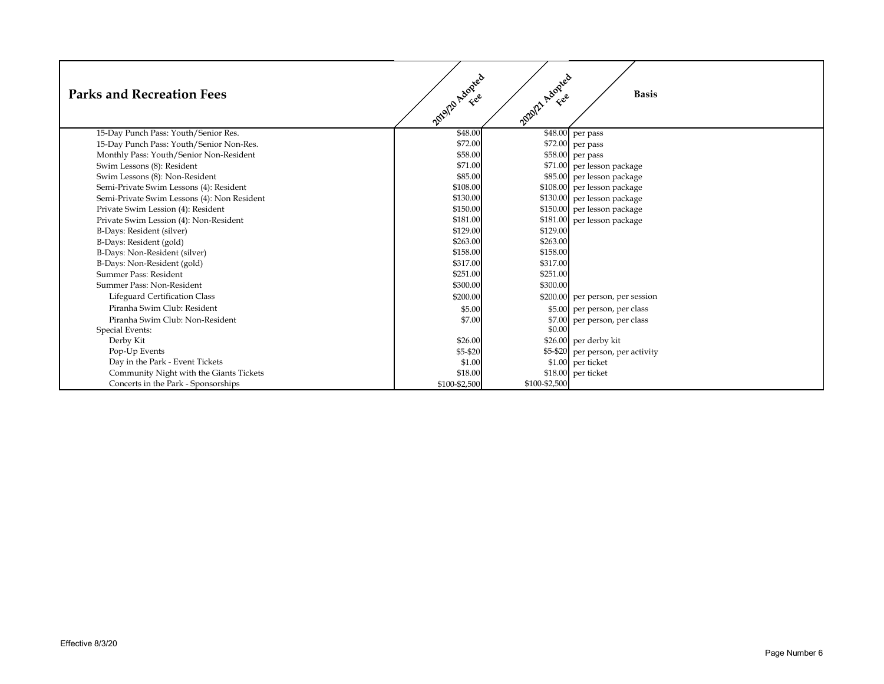| Parks and Recreation Fees | 2019/20 Adopted Fee | 2020/21 Adopted Fee | Basis |
|---|---|---|---|
| 15-Day Punch Pass: Youth/Senior Res. | $48.00 | $48.00 | per pass |
| 15-Day Punch Pass: Youth/Senior Non-Res. | $72.00 | $72.00 | per pass |
| Monthly Pass: Youth/Senior Non-Resident | $58.00 | $58.00 | per pass |
| Swim Lessons (8): Resident | $71.00 | $71.00 | per lesson package |
| Swim Lessons (8): Non-Resident | $85.00 | $85.00 | per lesson package |
| Semi-Private Swim Lessons (4): Resident | $108.00 | $108.00 | per lesson package |
| Semi-Private Swim Lessons (4): Non Resident | $130.00 | $130.00 | per lesson package |
| Private Swim Lession (4): Resident | $150.00 | $150.00 | per lesson package |
| Private Swim Lession (4): Non-Resident | $181.00 | $181.00 | per lesson package |
| B-Days: Resident (silver) | $129.00 | $129.00 | |
| B-Days: Resident (gold) | $263.00 | $263.00 | |
| B-Days: Non-Resident (silver) | $158.00 | $158.00 | |
| B-Days: Non-Resident (gold) | $317.00 | $317.00 | |
| Summer Pass: Resident | $251.00 | $251.00 | |
| Summer Pass: Non-Resident | $300.00 | $300.00 | |
| Lifeguard Certification Class | $200.00 | $200.00 | per person, per session |
| Piranha Swim Club: Resident | $5.00 | $5.00 | per person, per class |
| Piranha Swim Club: Non-Resident | $7.00 | $7.00 | per person, per class |
| Special Events: | | $0.00 | |
| Derby Kit | $26.00 | $26.00 | per derby kit |
| Pop-Up Events | $5-$20 | $5-$20 | per person, per activity |
| Day in the Park - Event Tickets | $1.00 | $1.00 | per ticket |
| Community Night with the Giants Tickets | $18.00 | $18.00 | per ticket |
| Concerts in the Park - Sponsorships | $100-$2,500 | $100-$2,500 | |

Effective 8/3/20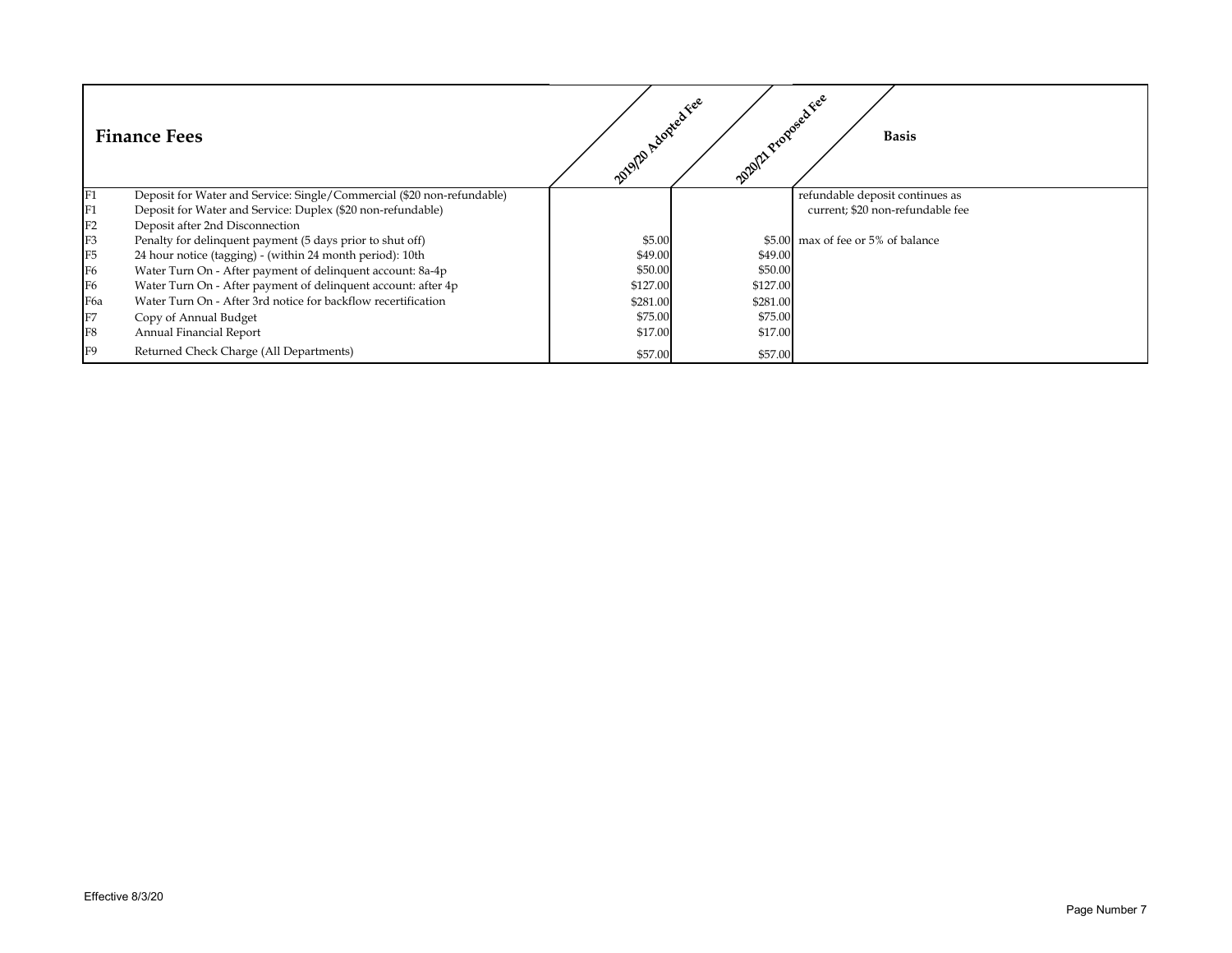## Finance Fees

| Code | Description | 2019/20 Adopted Fee | 2020/21 Proposed Fee | Basis |
|---|---|---|---|---|
| F1 | Deposit for Water and Service: Single/Commercial ($20 non-refundable) | | | refundable deposit continues as |
| F1 | Deposit for Water and Service: Duplex ($20 non-refundable) | | | current; $20 non-refundable fee |
| F2 | Deposit after 2nd Disconnection | | | |
| F3 | Penalty for delinquent payment (5 days prior to shut off) | $5.00 | $5.00 | max of fee or 5% of balance |
| F5 | 24 hour notice (tagging) - (within 24 month period): 10th | $49.00 | $49.00 | |
| F6 | Water Turn On - After payment of delinquent account: 8a-4p | $50.00 | $50.00 | |
| F6 | Water Turn On - After payment of delinquent account: after 4p | $127.00 | $127.00 | |
| F6a | Water Turn On - After 3rd notice for backflow recertification | $281.00 | $281.00 | |
| F7 | Copy of Annual Budget | $75.00 | $75.00 | |
| F8 | Annual Financial Report | $17.00 | $17.00 | |
| F9 | Returned Check Charge (All Departments) | $57.00 | $57.00 | |

Effective 8/3/20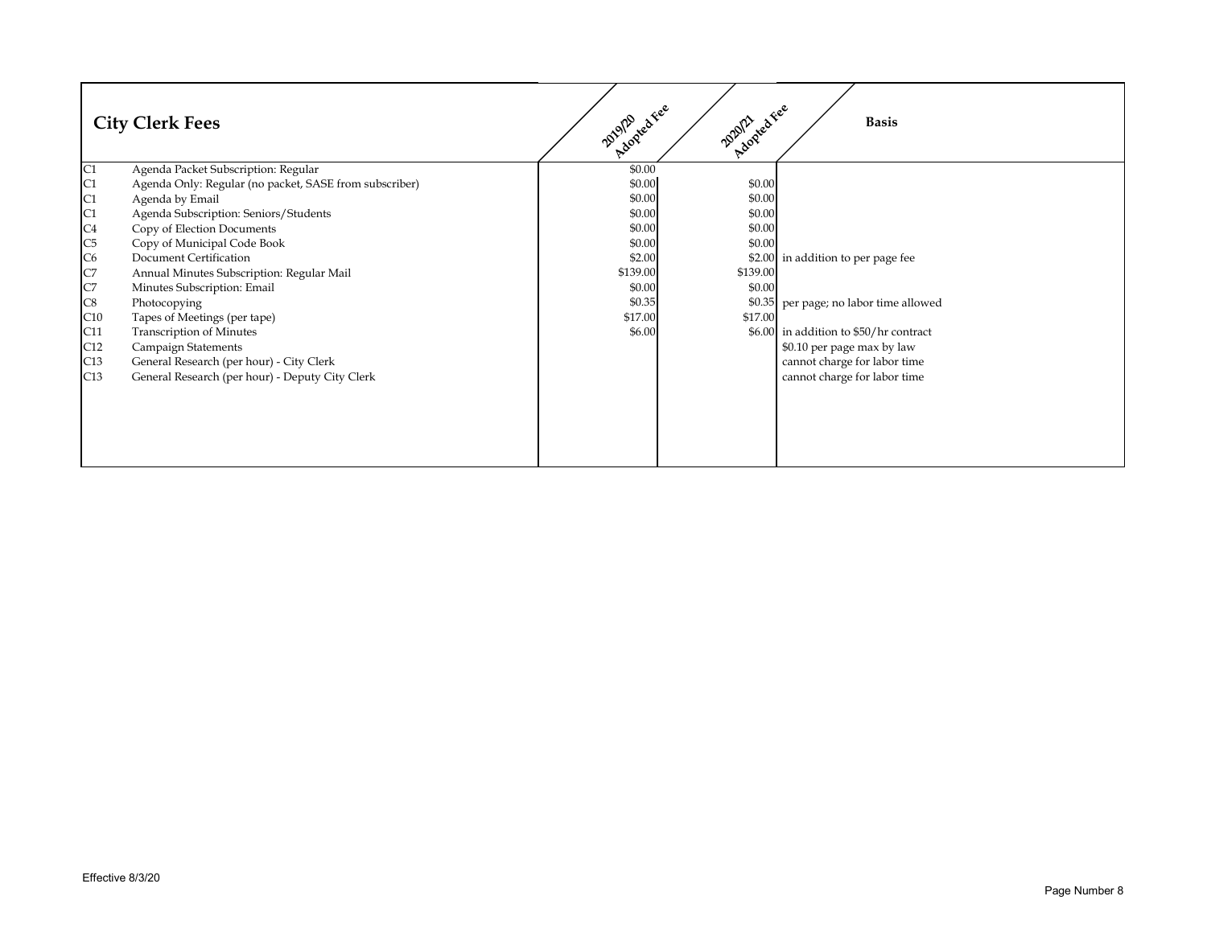## City Clerk Fees

| Code | Description | 2019/20 Adopted Fee | 2020/21 Adopted Fee | Basis |
|---|---|---|---|---|
| C1 | Agenda Packet Subscription: Regular | $0.00 | | |
| C1 | Agenda Only: Regular (no packet, SASE from subscriber) | $0.00 | $0.00 | |
| C1 | Agenda by Email | $0.00 | $0.00 | |
| C1 | Agenda Subscription: Seniors/Students | $0.00 | $0.00 | |
| C4 | Copy of Election Documents | $0.00 | $0.00 | |
| C5 | Copy of Municipal Code Book | $0.00 | $0.00 | |
| C6 | Document Certification | $2.00 | $2.00 | in addition to per page fee |
| C7 | Annual Minutes Subscription: Regular Mail | $139.00 | $139.00 | |
| C7 | Minutes Subscription: Email | $0.00 | $0.00 | |
| C8 | Photocopying | $0.35 | $0.35 | per page; no labor time allowed |
| C10 | Tapes of Meetings (per tape) | $17.00 | $17.00 | |
| C11 | Transcription of Minutes | $6.00 | $6.00 | in addition to $50/hr contract |
| C12 | Campaign Statements | | | $0.10 per page max by law |
| C13 | General Research (per hour) - City Clerk | | | cannot charge for labor time |
| C13 | General Research (per hour) - Deputy City Clerk | | | cannot charge for labor time |

Effective 8/3/20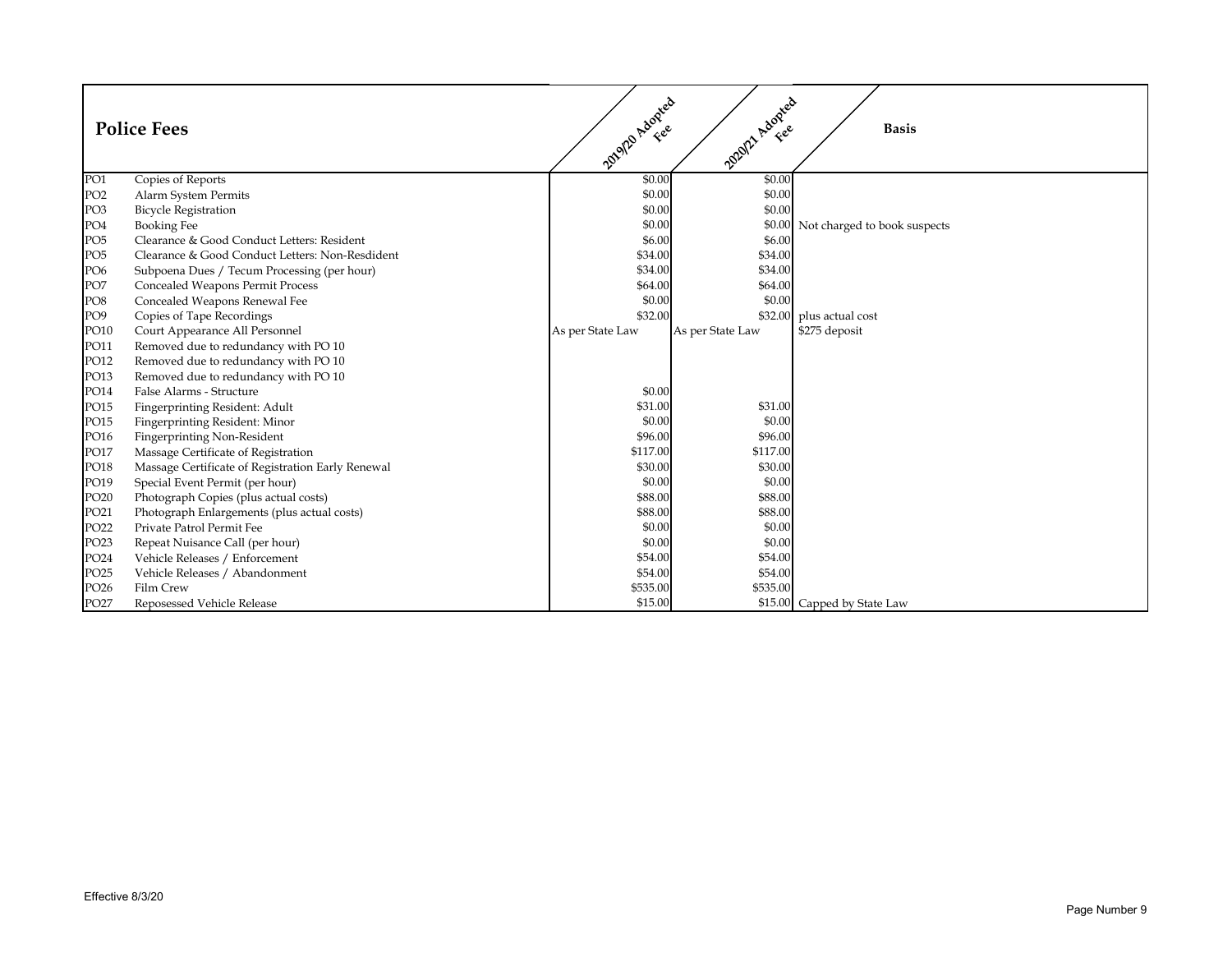## Police Fees

| Code | Description | 2019/20 Adopted Fee | 2020/21 Adopted Fee | Basis |
|---|---|---|---|---|
| PO1 | Copies of Reports | $0.00 | $0.00 | |
| PO2 | Alarm System Permits | $0.00 | $0.00 | |
| PO3 | Bicycle Registration | $0.00 | $0.00 | |
| PO4 | Booking Fee | $0.00 | $0.00 | Not charged to book suspects |
| PO5 | Clearance & Good Conduct Letters: Resident | $6.00 | $6.00 | |
| PO5 | Clearance & Good Conduct Letters: Non-Resdident | $34.00 | $34.00 | |
| PO6 | Subpoena Dues / Tecum Processing (per hour) | $34.00 | $34.00 | |
| PO7 | Concealed Weapons Permit Process | $64.00 | $64.00 | |
| PO8 | Concealed Weapons Renewal Fee | $0.00 | $0.00 | |
| PO9 | Copies of Tape Recordings | $32.00 | $32.00 | plus actual cost |
| PO10 | Court Appearance All Personnel | As per State Law | As per State Law | $275 deposit |
| PO11 | Removed due to redundancy with PO 10 | | | |
| PO12 | Removed due to redundancy with PO 10 | | | |
| PO13 | Removed due to redundancy with PO 10 | | | |
| PO14 | False Alarms - Structure | $0.00 | | |
| PO15 | Fingerprinting Resident: Adult | $31.00 | $31.00 | |
| PO15 | Fingerprinting Resident: Minor | $0.00 | $0.00 | |
| PO16 | Fingerprinting Non-Resident | $96.00 | $96.00 | |
| PO17 | Massage Certificate of Registration | $117.00 | $117.00 | |
| PO18 | Massage Certificate of Registration Early Renewal | $30.00 | $30.00 | |
| PO19 | Special Event Permit (per hour) | $0.00 | $0.00 | |
| PO20 | Photograph Copies (plus actual costs) | $88.00 | $88.00 | |
| PO21 | Photograph Enlargements (plus actual costs) | $88.00 | $88.00 | |
| PO22 | Private Patrol Permit Fee | $0.00 | $0.00 | |
| PO23 | Repeat Nuisance Call (per hour) | $0.00 | $0.00 | |
| PO24 | Vehicle Releases / Enforcement | $54.00 | $54.00 | |
| PO25 | Vehicle Releases / Abandonment | $54.00 | $54.00 | |
| PO26 | Film Crew | $535.00 | $535.00 | |
| PO27 | Reposessed Vehicle Release | $15.00 | $15.00 | Capped by State Law |

Effective 8/3/20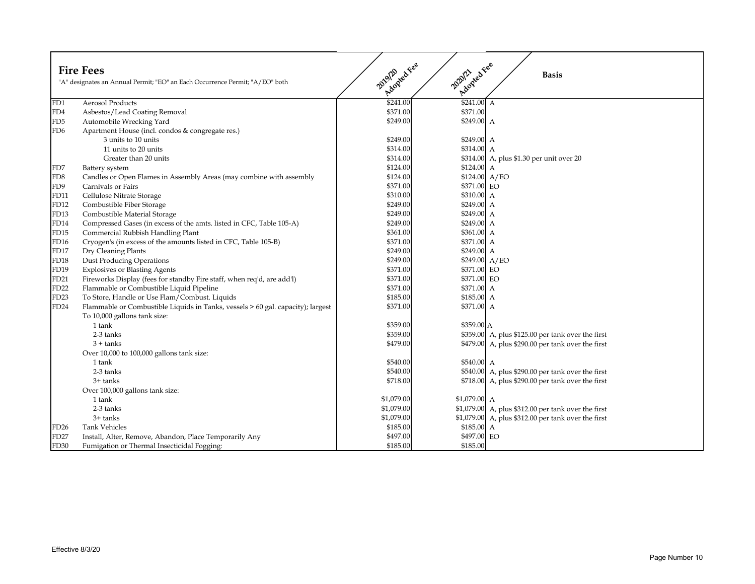## Fire Fees

"A" designates an Annual Permit; "EO" an Each Occurrence Permit; "A/EO" both

| Code | Description | 2019/20 Adopted Fee | 2020/21 Adopted Fee | Basis |
|---|---|---|---|---|
| FD1 | Aerosol Products | $241.00 | $241.00 | A |
| FD4 | Asbestos/Lead Coating Removal | $371.00 | $371.00 | |
| FD5 | Automobile Wrecking Yard | $249.00 | $249.00 | A |
| FD6 | Apartment House (incl. condos & congregate res.) | | | |
| | 3 units to 10 units | $249.00 | $249.00 | A |
| | 11 units to 20 units | $314.00 | $314.00 | A |
| | Greater than 20 units | $314.00 | $314.00 | A, plus $1.30 per unit over 20 |
| FD7 | Battery system | $124.00 | $124.00 | A |
| FD8 | Candles or Open Flames in Assembly Areas (may combine with assembly | $124.00 | $124.00 | A/EO |
| FD9 | Carnivals or Fairs | $371.00 | $371.00 | EO |
| FD11 | Cellulose Nitrate Storage | $310.00 | $310.00 | A |
| FD12 | Combustible Fiber Storage | $249.00 | $249.00 | A |
| FD13 | Combustible Material Storage | $249.00 | $249.00 | A |
| FD14 | Compressed Gases (in excess of the amts. listed in CFC, Table 105-A) | $249.00 | $249.00 | A |
| FD15 | Commercial Rubbish Handling Plant | $361.00 | $361.00 | A |
| FD16 | Cryogen's (in excess of the amounts listed in CFC, Table 105-B) | $371.00 | $371.00 | A |
| FD17 | Dry Cleaning Plants | $249.00 | $249.00 | A |
| FD18 | Dust Producing Operations | $249.00 | $249.00 | A/EO |
| FD19 | Explosives or Blasting Agents | $371.00 | $371.00 | EO |
| FD21 | Fireworks Display (fees for standby Fire staff, when req'd, are add'l) | $371.00 | $371.00 | EO |
| FD22 | Flammable or Combustible Liquid Pipeline | $371.00 | $371.00 | A |
| FD23 | To Store, Handle or Use Flam/Combust. Liquids | $185.00 | $185.00 | A |
| FD24 | Flammable or Combustible Liquids in Tanks, vessels > 60 gal. capacity); largest | $371.00 | $371.00 | A |
| | To 10,000 gallons tank size: | | | |
| | 1 tank | $359.00 | $359.00 | A |
| | 2-3 tanks | $359.00 | $359.00 | A, plus $125.00 per tank over the first |
| | 3 + tanks | $479.00 | $479.00 | A, plus $290.00 per tank over the first |
| | Over 10,000 to 100,000 gallons tank size: | | | |
| | 1 tank | $540.00 | $540.00 | A |
| | 2-3 tanks | $540.00 | $540.00 | A, plus $290.00 per tank over the first |
| | 3+ tanks | $718.00 | $718.00 | A, plus $290.00 per tank over the first |
| | Over 100,000 gallons tank size: | | | |
| | 1 tank | $1,079.00 | $1,079.00 | A |
| | 2-3 tanks | $1,079.00 | $1,079.00 | A, plus $312.00 per tank over the first |
| | 3+ tanks | $1,079.00 | $1,079.00 | A, plus $312.00 per tank over the first |
| FD26 | Tank Vehicles | $185.00 | $185.00 | A |
| FD27 | Install, Alter, Remove, Abandon, Place Temporarily Any | $497.00 | $497.00 | EO |
| FD30 | Fumigation or Thermal Insecticidal Fogging: | $185.00 | $185.00 | |

Effective 8/3/20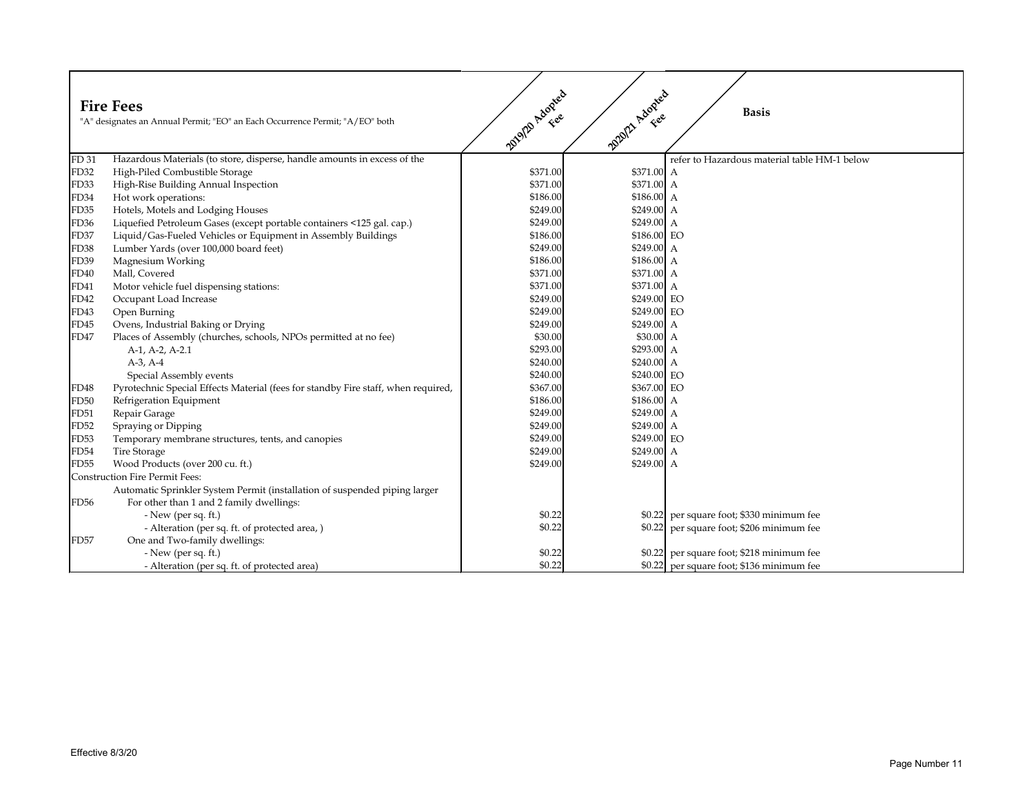## Fire Fees

"A" designates an Annual Permit; "EO" an Each Occurrence Permit; "A/EO" both

| Code | Description | 2019/20 Adopted Fee | 2020/21 Adopted Fee | Basis |
|---|---|---|---|---|
| FD 31 | Hazardous Materials (to store, disperse, handle amounts in excess of the | | | refer to Hazardous material table HM-1 below |
| FD32 | High-Piled Combustible Storage | $371.00 | $371.00 | A |
| FD33 | High-Rise Building Annual Inspection | $371.00 | $371.00 | A |
| FD34 | Hot work operations: | $186.00 | $186.00 | A |
| FD35 | Hotels, Motels and Lodging Houses | $249.00 | $249.00 | A |
| FD36 | Liquefied Petroleum Gases (except portable containers <125 gal. cap.) | $249.00 | $249.00 | A |
| FD37 | Liquid/Gas-Fueled Vehicles or Equipment in Assembly Buildings | $186.00 | $186.00 | EO |
| FD38 | Lumber Yards (over 100,000 board feet) | $249.00 | $249.00 | A |
| FD39 | Magnesium Working | $186.00 | $186.00 | A |
| FD40 | Mall, Covered | $371.00 | $371.00 | A |
| FD41 | Motor vehicle fuel dispensing stations: | $371.00 | $371.00 | A |
| FD42 | Occupant Load Increase | $249.00 | $249.00 | EO |
| FD43 | Open Burning | $249.00 | $249.00 | EO |
| FD45 | Ovens, Industrial Baking or Drying | $249.00 | $249.00 | A |
| FD47 | Places of Assembly (churches, schools, NPOs permitted at no fee) | $30.00 | $30.00 | A |
| | A-1, A-2, A-2.1 | $293.00 | $293.00 | A |
| | A-3, A-4 | $240.00 | $240.00 | A |
| | Special Assembly events | $240.00 | $240.00 | EO |
| FD48 | Pyrotechnic Special Effects Material (fees for standby Fire staff, when required, | $367.00 | $367.00 | EO |
| FD50 | Refrigeration Equipment | $186.00 | $186.00 | A |
| FD51 | Repair Garage | $249.00 | $249.00 | A |
| FD52 | Spraying or Dipping | $249.00 | $249.00 | A |
| FD53 | Temporary membrane structures, tents, and canopies | $249.00 | $249.00 | EO |
| FD54 | Tire Storage | $249.00 | $249.00 | A |
| FD55 | Wood Products (over 200 cu. ft.) | $249.00 | $249.00 | A |
| | Construction Fire Permit Fees: | | | |
| | Automatic Sprinkler System Permit (installation of suspended piping larger | | | |
| FD56 | For other than 1 and 2 family dwellings: | | | |
| | - New (per sq. ft.) | $0.22 | $0.22 | per square foot; $330 minimum fee |
| | - Alteration (per sq. ft. of protected area, ) | $0.22 | $0.22 | per square foot; $206 minimum fee |
| FD57 | One and Two-family dwellings: | | | |
| | - New (per sq. ft.) | $0.22 | $0.22 | per square foot; $218 minimum fee |
| | - Alteration (per sq. ft. of protected area) | $0.22 | $0.22 | per square foot; $136 minimum fee |

Effective 8/3/20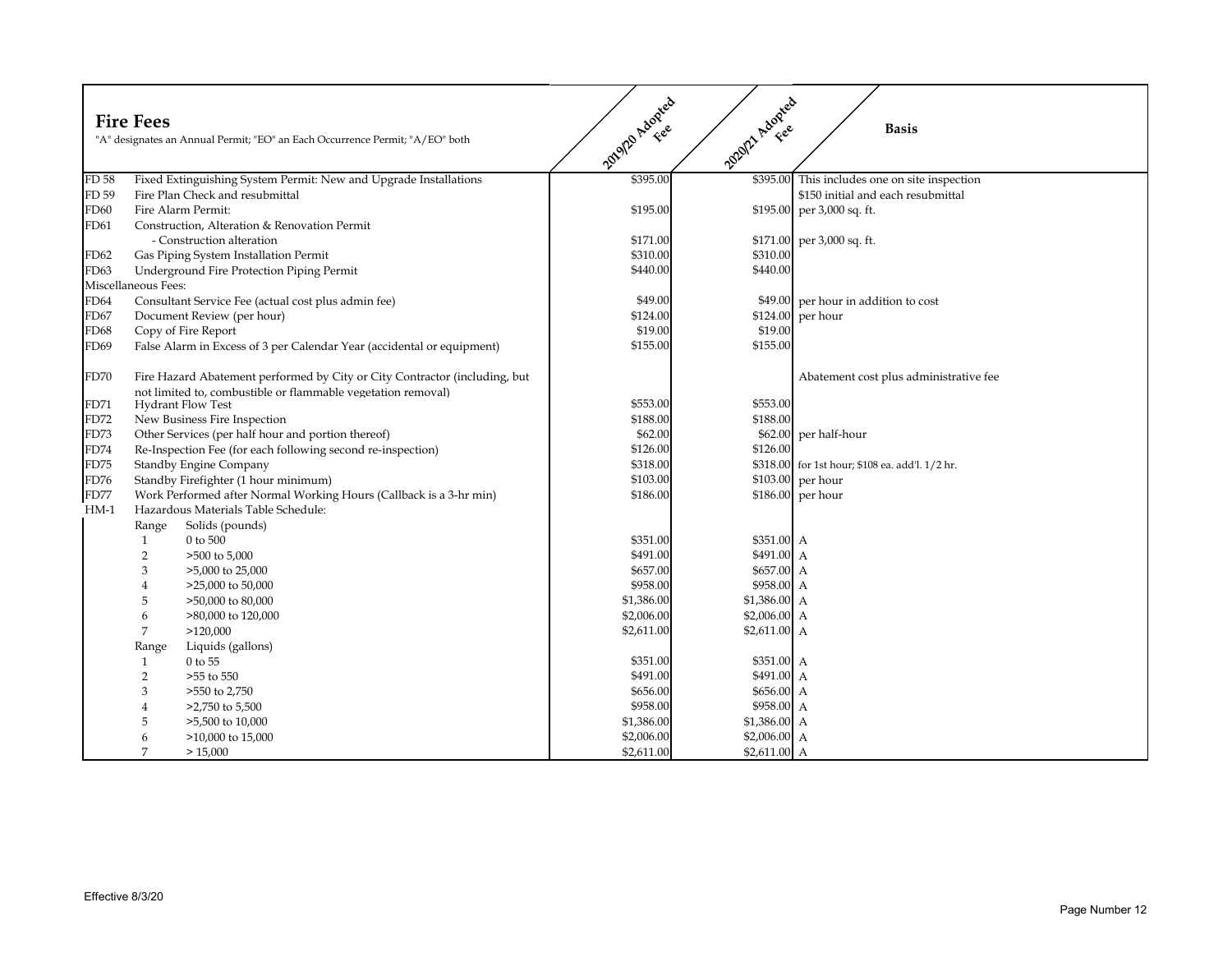## Fire Fees

"A" designates an Annual Permit; "EO" an Each Occurrence Permit; "A/EO" both

| Code | Description | 2019/20 Adopted Fee | 2020/21 Adopted Fee | Basis |
|---|---|---|---|---|
| FD 58 | Fixed Extinguishing System Permit: New and Upgrade Installations | $395.00 | $395.00 | This includes one on site inspection |
| FD 59 | Fire Plan Check and resubmittal | | | $150 initial and each resubmittal |
| FD60 | Fire Alarm Permit: | $195.00 | $195.00 | per 3,000 sq. ft. |
| FD61 | Construction, Alteration & Renovation Permit | | | |
| | - Construction alteration | $171.00 | $171.00 | per 3,000 sq. ft. |
| FD62 | Gas Piping System Installation Permit | $310.00 | $310.00 | |
| FD63 | Underground Fire Protection Piping Permit | $440.00 | $440.00 | |
| Miscellaneous Fees: | | | | |
| FD64 | Consultant Service Fee (actual cost plus admin fee) | $49.00 | $49.00 | per hour in addition to cost |
| FD67 | Document Review (per hour) | $124.00 | $124.00 | per hour |
| FD68 | Copy of Fire Report | $19.00 | $19.00 | |
| FD69 | False Alarm in Excess of 3 per Calendar Year (accidental or equipment) | $155.00 | $155.00 | |
| FD70 | Fire Hazard Abatement performed by City or City Contractor (including, but not limited to, combustible or flammable vegetation removal) | | | Abatement cost plus administrative fee |
| FD71 | Hydrant Flow Test | $553.00 | $553.00 | |
| FD72 | New Business Fire Inspection | $188.00 | $188.00 | |
| FD73 | Other Services (per half hour and portion thereof) | $62.00 | $62.00 | per half-hour |
| FD74 | Re-Inspection Fee (for each following second re-inspection) | $126.00 | $126.00 | |
| FD75 | Standby Engine Company | $318.00 | $318.00 | for 1st hour; $108 ea. add'l. 1/2 hr. |
| FD76 | Standby Firefighter (1 hour minimum) | $103.00 | $103.00 | per hour |
| FD77 | Work Performed after Normal Working Hours (Callback is a 3-hr min) | $186.00 | $186.00 | per hour |
| HM-1 | Hazardous Materials Table Schedule: | | | |
| | Range Solids (pounds) | | | |
| | 1 0 to 500 | $351.00 | $351.00 | A |
| | 2 >500 to 5,000 | $491.00 | $491.00 | A |
| | 3 >5,000 to 25,000 | $657.00 | $657.00 | A |
| | 4 >25,000 to 50,000 | $958.00 | $958.00 | A |
| | 5 >50,000 to 80,000 | $1,386.00 | $1,386.00 | A |
| | 6 >80,000 to 120,000 | $2,006.00 | $2,006.00 | A |
| | 7 >120,000 | $2,611.00 | $2,611.00 | A |
| | Range Liquids (gallons) | | | |
| | 1 0 to 55 | $351.00 | $351.00 | A |
| | 2 >55 to 550 | $491.00 | $491.00 | A |
| | 3 >550 to 2,750 | $656.00 | $656.00 | A |
| | 4 >2,750 to 5,500 | $958.00 | $958.00 | A |
| | 5 >5,500 to 10,000 | $1,386.00 | $1,386.00 | A |
| | 6 >10,000 to 15,000 | $2,006.00 | $2,006.00 | A |
| | 7 > 15,000 | $2,611.00 | $2,611.00 | A |

Effective 8/3/20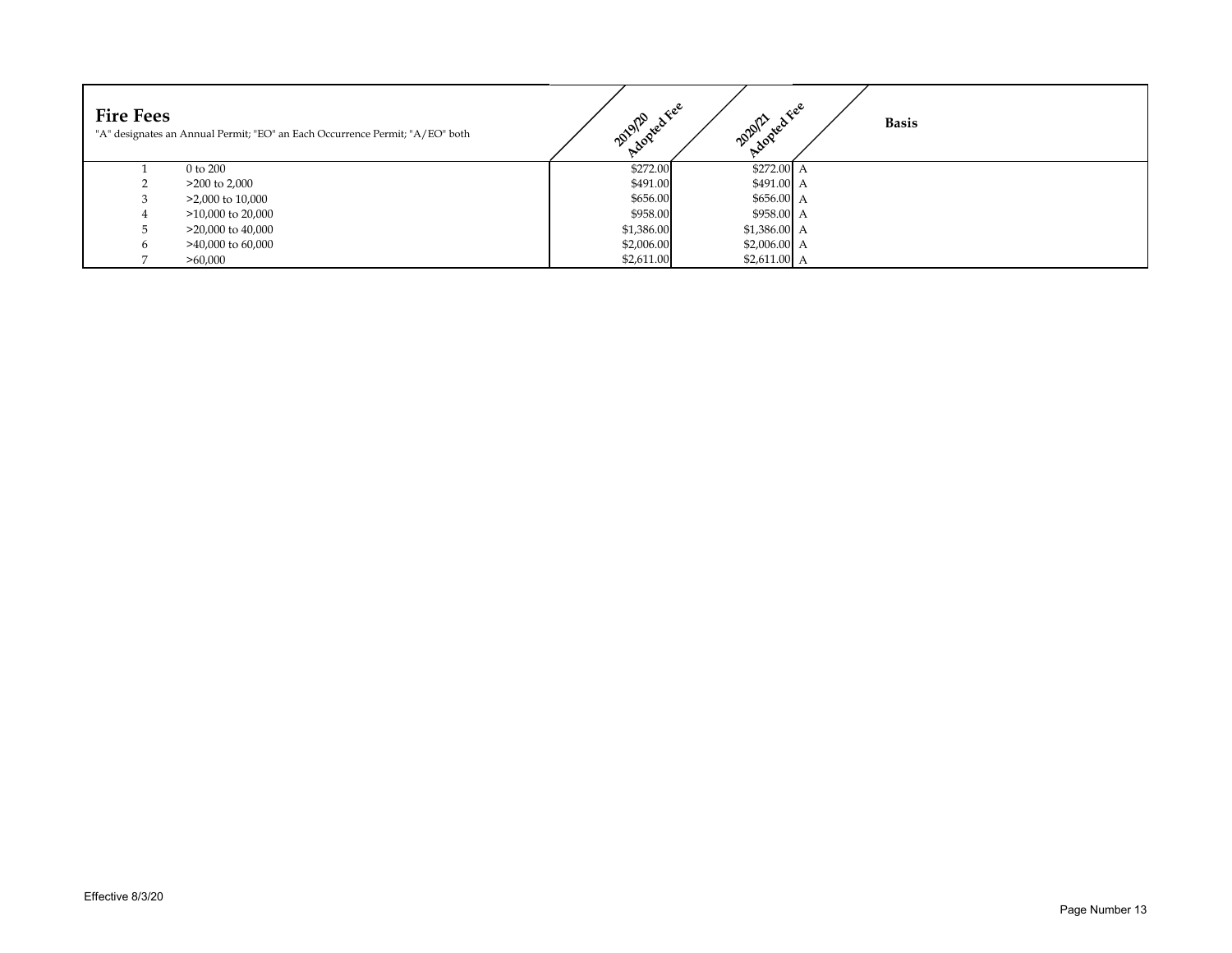## Fire Fees

"A" designates an Annual Permit; "EO" an Each Occurrence Permit; "A/EO" both

| | | 2019/20 Adopted Fee | 2020/21 Adopted Fee | Basis |
|---|---|---|---|---|
| 1 | 0 to 200 | $272.00 | $272.00 | A |
| 2 | >200 to 2,000 | $491.00 | $491.00 | A |
| 3 | >2,000 to 10,000 | $656.00 | $656.00 | A |
| 4 | >10,000 to 20,000 | $958.00 | $958.00 | A |
| 5 | >20,000 to 40,000 | $1,386.00 | $1,386.00 | A |
| 6 | >40,000 to 60,000 | $2,006.00 | $2,006.00 | A |
| 7 | >60,000 | $2,611.00 | $2,611.00 | A |

Effective 8/3/20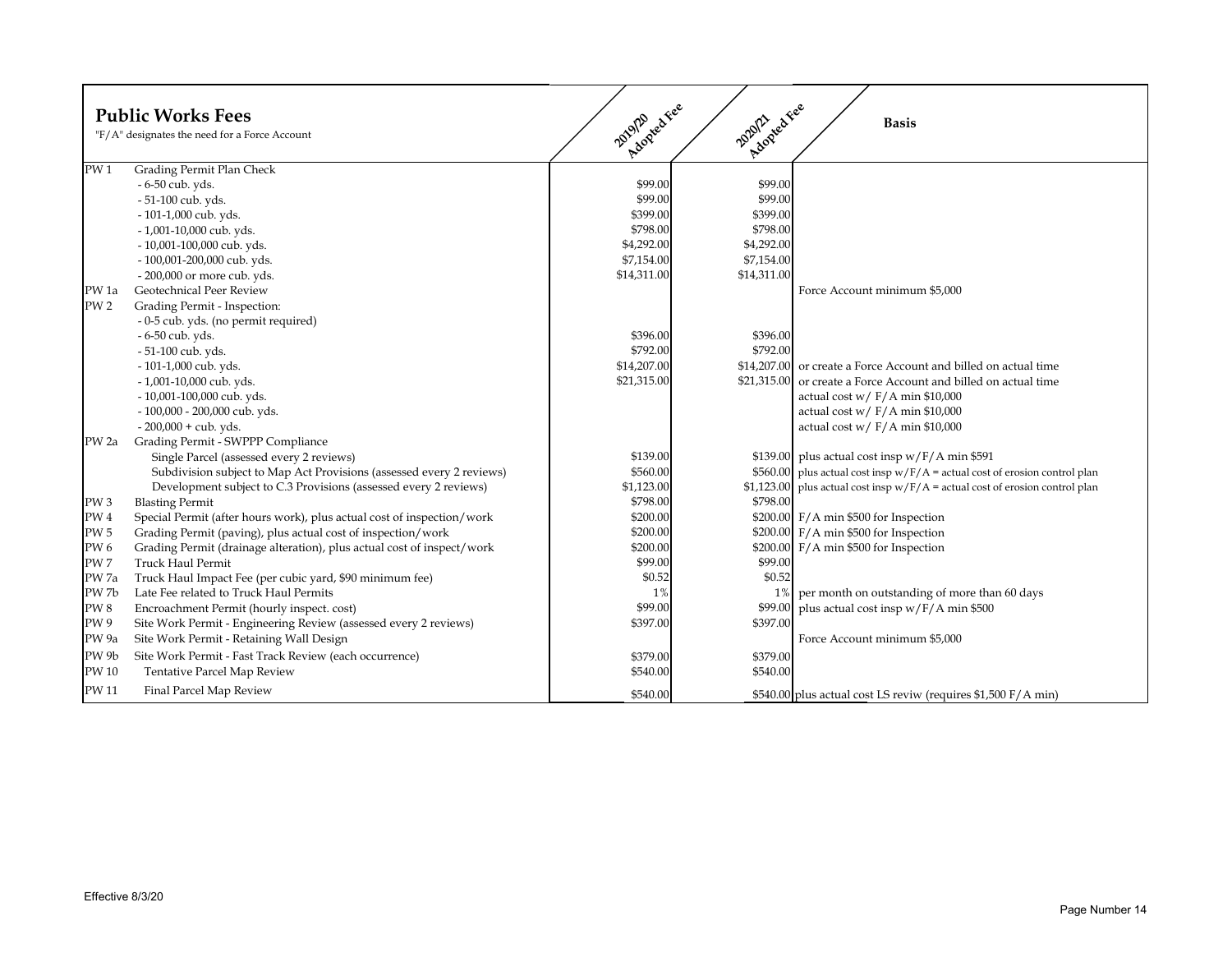## Public Works Fees

"F/A" designates the need for a Force Account

| | | 2019/20 Adopted Fee | 2020/21 Adopted Fee | Basis |
|---|---|---|---|---|
| PW 1 | Grading Permit Plan Check | | | |
| | - 6-50 cub. yds. | $99.00 | $99.00 | |
| | - 51-100 cub. yds. | $99.00 | $99.00 | |
| | - 101-1,000 cub. yds. | $399.00 | $399.00 | |
| | - 1,001-10,000 cub. yds. | $798.00 | $798.00 | |
| | - 10,001-100,000 cub. yds. | $4,292.00 | $4,292.00 | |
| | - 100,001-200,000 cub. yds. | $7,154.00 | $7,154.00 | |
| | - 200,000 or more cub. yds. | $14,311.00 | $14,311.00 | |
| PW 1a | Geotechnical Peer Review | | | Force Account minimum $5,000 |
| PW 2 | Grading Permit - Inspection: | | | |
| | - 0-5 cub. yds. (no permit required) | | | |
| | - 6-50 cub. yds. | $396.00 | $396.00 | |
| | - 51-100 cub. yds. | $792.00 | $792.00 | |
| | - 101-1,000 cub. yds. | $14,207.00 | $14,207.00 | or create a Force Account and billed on actual time |
| | - 1,001-10,000 cub. yds. | $21,315.00 | $21,315.00 | or create a Force Account and billed on actual time |
| | - 10,001-100,000 cub. yds. | | | actual cost w/ F/A min $10,000 |
| | - 100,000 - 200,000 cub. yds. | | | actual cost w/ F/A min $10,000 |
| | - 200,000 + cub. yds. | | | actual cost w/ F/A min $10,000 |
| PW 2a | Grading Permit - SWPPP Compliance | | | |
| | Single Parcel (assessed every 2 reviews) | $139.00 | $139.00 | plus actual cost insp w/F/A min $591 |
| | Subdivision subject to Map Act Provisions (assessed every 2 reviews) | $560.00 | $560.00 | plus actual cost insp w/F/A = actual cost of erosion control plan |
| | Development subject to C.3 Provisions (assessed every 2 reviews) | $1,123.00 | $1,123.00 | plus actual cost insp w/F/A = actual cost of erosion control plan |
| PW 3 | Blasting Permit | $798.00 | $798.00 | |
| PW 4 | Special Permit (after hours work), plus actual cost of inspection/work | $200.00 | $200.00 | F/A min $500 for Inspection |
| PW 5 | Grading Permit (paving), plus actual cost of inspection/work | $200.00 | $200.00 | F/A min $500 for Inspection |
| PW 6 | Grading Permit (drainage alteration), plus actual cost of inspect/work | $200.00 | $200.00 | F/A min $500 for Inspection |
| PW 7 | Truck Haul Permit | $99.00 | $99.00 | |
| PW 7a | Truck Haul Impact Fee (per cubic yard, $90 minimum fee) | $0.52 | $0.52 | |
| PW 7b | Late Fee related to Truck Haul Permits | 1% | 1% | per month on outstanding of more than 60 days |
| PW 8 | Encroachment Permit (hourly inspect. cost) | $99.00 | $99.00 | plus actual cost insp w/F/A min $500 |
| PW 9 | Site Work Permit - Engineering Review (assessed every 2 reviews) | $397.00 | $397.00 | |
| PW 9a | Site Work Permit - Retaining Wall Design | | | Force Account minimum $5,000 |
| PW 9b | Site Work Permit - Fast Track Review (each occurrence) | $379.00 | $379.00 | |
| PW 10 | Tentative Parcel Map Review | $540.00 | $540.00 | |
| PW 11 | Final Parcel Map Review | $540.00 | $540.00 | plus actual cost LS reviw (requires $1,500 F/A min) |

Effective 8/3/20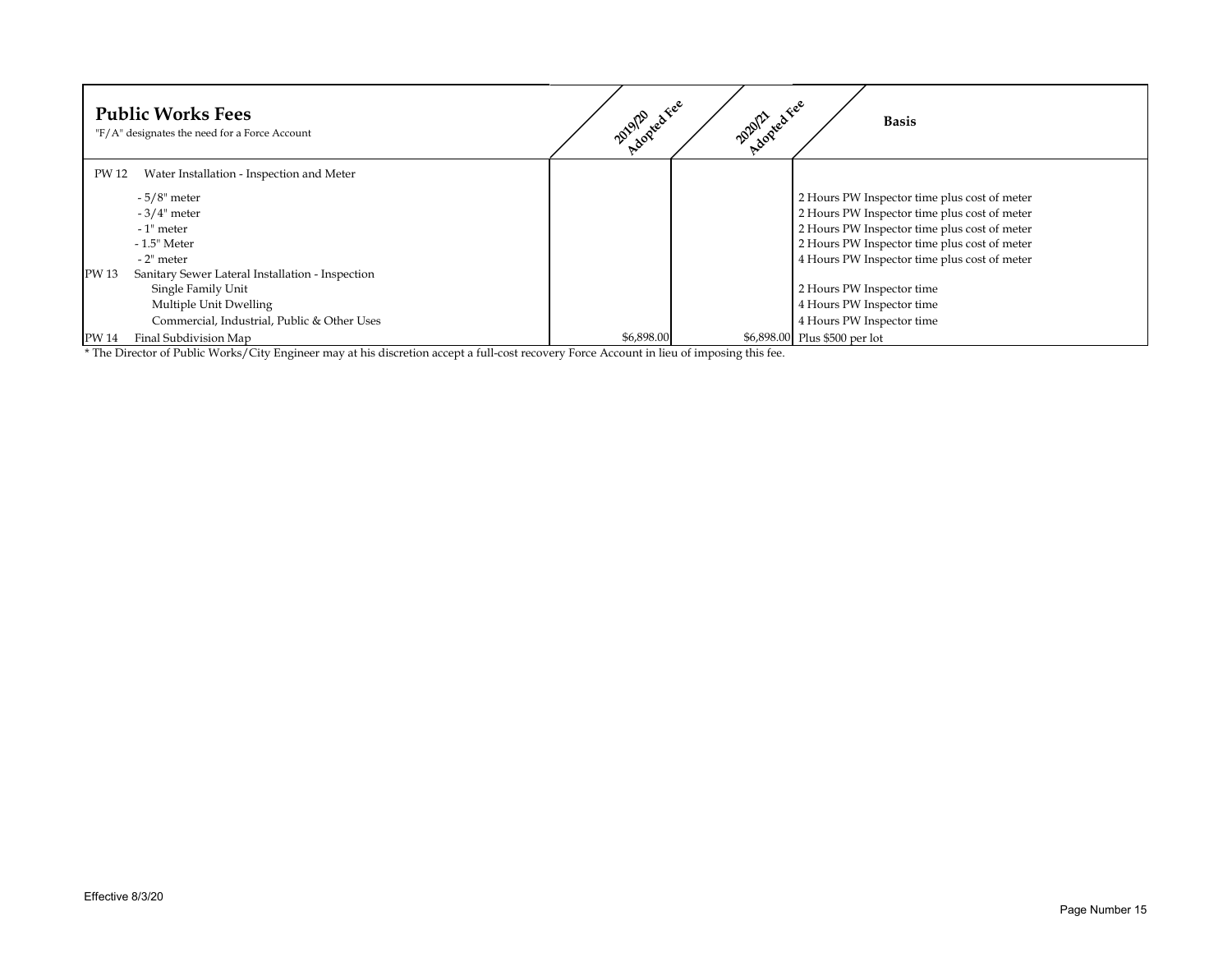| **Public Works Fees**<br>"F/A" designates the need for a Force Account | 2019/20 Adopted Fee | 2020/21 Adopted Fee | **Basis** |
|---|---|---|---|
| PW 12 Water Installation - Inspection and Meter | | | |
| - 5/8" meter | | | 2 Hours PW Inspector time plus cost of meter |
| - 3/4" meter | | | 2 Hours PW Inspector time plus cost of meter |
| - 1" meter | | | 2 Hours PW Inspector time plus cost of meter |
| - 1.5" Meter | | | 2 Hours PW Inspector time plus cost of meter |
| - 2" meter | | | 4 Hours PW Inspector time plus cost of meter |
| PW 13 Sanitary Sewer Lateral Installation - Inspection | | | |
| Single Family Unit | | | 2 Hours PW Inspector time |
| Multiple Unit Dwelling | | | 4 Hours PW Inspector time |
| Commercial, Industrial, Public & Other Uses | | | 4 Hours PW Inspector time |
| PW 14 Final Subdivision Map | $6,898.00 | $6,898.00 | Plus $500 per lot |

* The Director of Public Works/City Engineer may at his discretion accept a full-cost recovery Force Account in lieu of imposing this fee.

Effective 8/3/20